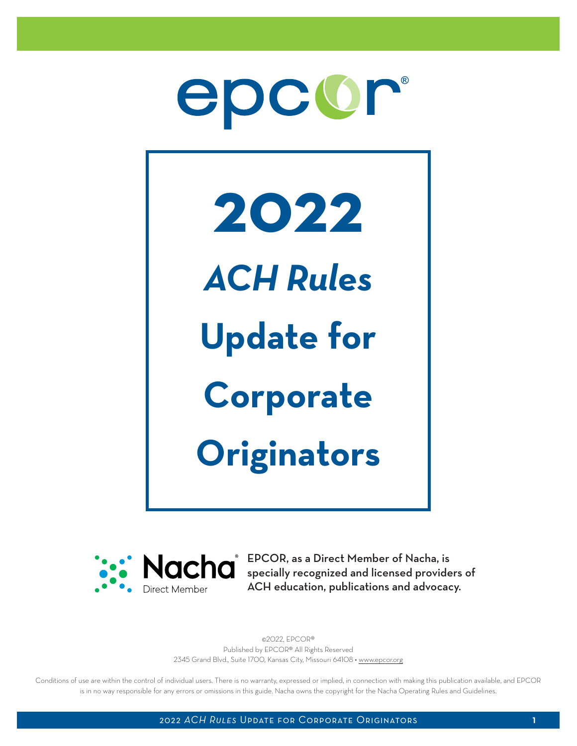epcor®

# 2022 *ACH Rules* Update for Corporate Originators

Nacha® Direct Member

**EPCOR, as a Direct Member of Nacha, is specially recognized and licensed providers of ACH education, publications and advocacy.**

©2022, EPCOR®
Published by EPCOR® All Rights Reserved
2345 Grand Blvd., Suite 1700, Kansas City, Missouri 64108 • www.epcor.org

Conditions of use are within the control of individual users. There is no warranty, expressed or implied, in connection with making this publication available, and EPCOR is in no way responsible for any errors or omissions in this guide. Nacha owns the copyright for the Nacha Operating Rules and Guidelines.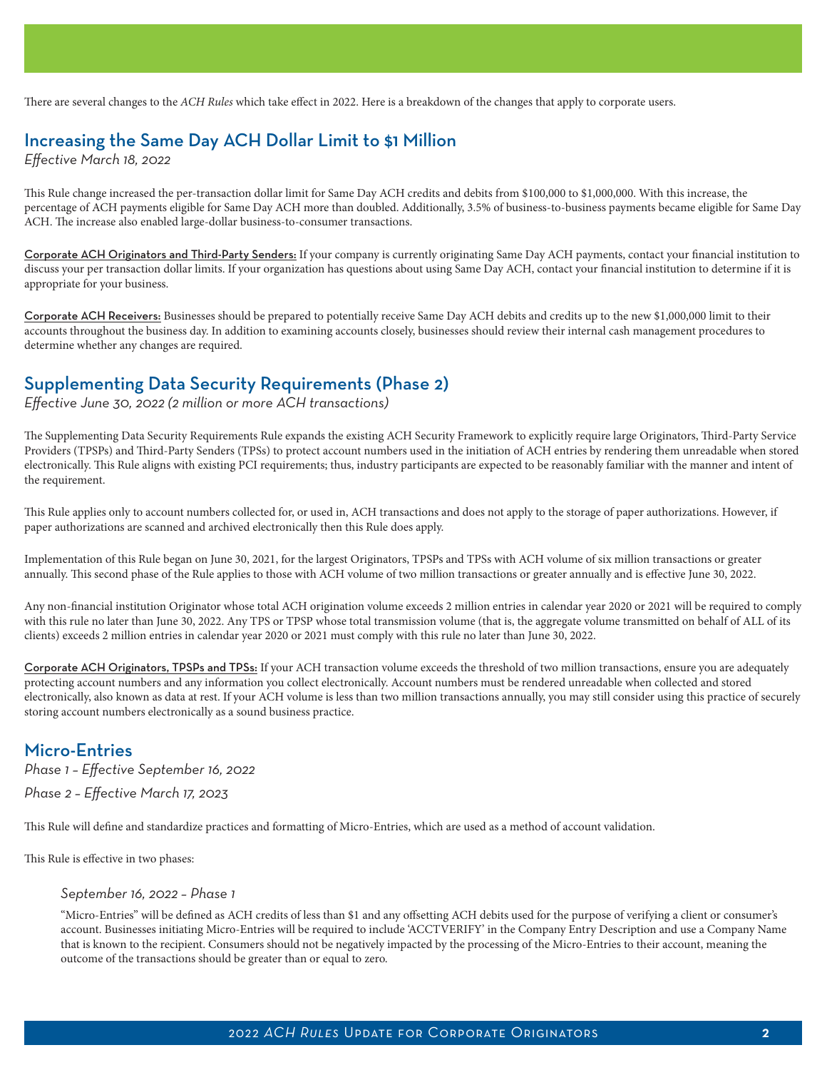There are several changes to the *ACH Rules* which take effect in 2022. Here is a breakdown of the changes that apply to corporate users.

## Increasing the Same Day ACH Dollar Limit to $1 Million

*Effective March 18, 2022*

This Rule change increased the per-transaction dollar limit for Same Day ACH credits and debits from $100,000 to $1,000,000. With this increase, the percentage of ACH payments eligible for Same Day ACH more than doubled. Additionally, 3.5% of business-to-business payments became eligible for Same Day ACH. The increase also enabled large-dollar business-to-consumer transactions.

Corporate ACH Originators and Third-Party Senders: If your company is currently originating Same Day ACH payments, contact your financial institution to discuss your per transaction dollar limits. If your organization has questions about using Same Day ACH, contact your financial institution to determine if it is appropriate for your business.

Corporate ACH Receivers: Businesses should be prepared to potentially receive Same Day ACH debits and credits up to the new $1,000,000 limit to their accounts throughout the business day. In addition to examining accounts closely, businesses should review their internal cash management procedures to determine whether any changes are required.

## Supplementing Data Security Requirements (Phase 2)

*Effective June 30, 2022 (2 million or more ACH transactions)*

The Supplementing Data Security Requirements Rule expands the existing ACH Security Framework to explicitly require large Originators, Third-Party Service Providers (TPSPs) and Third-Party Senders (TPSs) to protect account numbers used in the initiation of ACH entries by rendering them unreadable when stored electronically. This Rule aligns with existing PCI requirements; thus, industry participants are expected to be reasonably familiar with the manner and intent of the requirement.

This Rule applies only to account numbers collected for, or used in, ACH transactions and does not apply to the storage of paper authorizations. However, if paper authorizations are scanned and archived electronically then this Rule does apply.

Implementation of this Rule began on June 30, 2021, for the largest Originators, TPSPs and TPSs with ACH volume of six million transactions or greater annually. This second phase of the Rule applies to those with ACH volume of two million transactions or greater annually and is effective June 30, 2022.

Any non-financial institution Originator whose total ACH origination volume exceeds 2 million entries in calendar year 2020 or 2021 will be required to comply with this rule no later than June 30, 2022. Any TPS or TPSP whose total transmission volume (that is, the aggregate volume transmitted on behalf of ALL of its clients) exceeds 2 million entries in calendar year 2020 or 2021 must comply with this rule no later than June 30, 2022.

Corporate ACH Originators, TPSPs and TPSs: If your ACH transaction volume exceeds the threshold of two million transactions, ensure you are adequately protecting account numbers and any information you collect electronically. Account numbers must be rendered unreadable when collected and stored electronically, also known as data at rest. If your ACH volume is less than two million transactions annually, you may still consider using this practice of securely storing account numbers electronically as a sound business practice.

## Micro-Entries

*Phase 1 – Effective September 16, 2022*

*Phase 2 – Effective March 17, 2023*

This Rule will define and standardize practices and formatting of Micro-Entries, which are used as a method of account validation.

This Rule is effective in two phases:

*September 16, 2022 – Phase 1*

"Micro-Entries" will be defined as ACH credits of less than $1 and any offsetting ACH debits used for the purpose of verifying a client or consumer's account. Businesses initiating Micro-Entries will be required to include 'ACCTVERIFY' in the Company Entry Description and use a Company Name that is known to the recipient. Consumers should not be negatively impacted by the processing of the Micro-Entries to their account, meaning the outcome of the transactions should be greater than or equal to zero.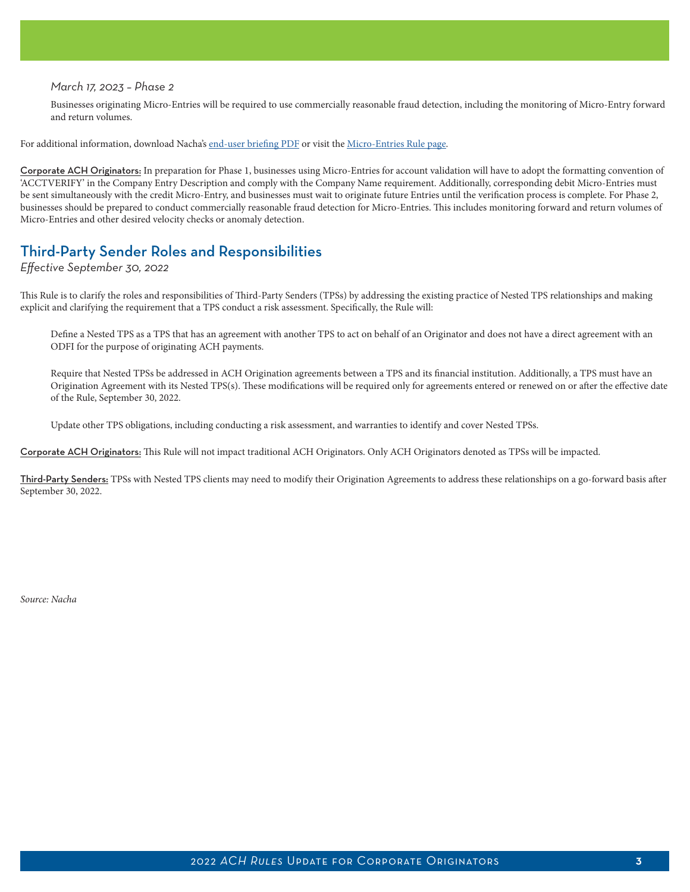*March 17, 2023 – Phase 2*

Businesses originating Micro-Entries will be required to use commercially reasonable fraud detection, including the monitoring of Micro-Entry forward and return volumes.

For additional information, download Nacha's [end-user briefing PDF](#) or visit the [Micro-Entries Rule page](#).

<u>Corporate ACH Originators:</u> In preparation for Phase 1, businesses using Micro-Entries for account validation will have to adopt the formatting convention of 'ACCTVERIFY' in the Company Entry Description and comply with the Company Name requirement. Additionally, corresponding debit Micro-Entries must be sent simultaneously with the credit Micro-Entry, and businesses must wait to originate future Entries until the verification process is complete. For Phase 2, businesses should be prepared to conduct commercially reasonable fraud detection for Micro-Entries. This includes monitoring forward and return volumes of Micro-Entries and other desired velocity checks or anomaly detection.

## Third-Party Sender Roles and Responsibilities

*Effective September 30, 2022*

This Rule is to clarify the roles and responsibilities of Third-Party Senders (TPSs) by addressing the existing practice of Nested TPS relationships and making explicit and clarifying the requirement that a TPS conduct a risk assessment. Specifically, the Rule will:

Define a Nested TPS as a TPS that has an agreement with another TPS to act on behalf of an Originator and does not have a direct agreement with an ODFI for the purpose of originating ACH payments.

Require that Nested TPSs be addressed in ACH Origination agreements between a TPS and its financial institution. Additionally, a TPS must have an Origination Agreement with its Nested TPS(s). These modifications will be required only for agreements entered or renewed on or after the effective date of the Rule, September 30, 2022.

Update other TPS obligations, including conducting a risk assessment, and warranties to identify and cover Nested TPSs.

<u>Corporate ACH Originators:</u> This Rule will not impact traditional ACH Originators. Only ACH Originators denoted as TPSs will be impacted.

<u>Third-Party Senders:</u> TPSs with Nested TPS clients may need to modify their Origination Agreements to address these relationships on a go-forward basis after September 30, 2022.

*Source: Nacha*